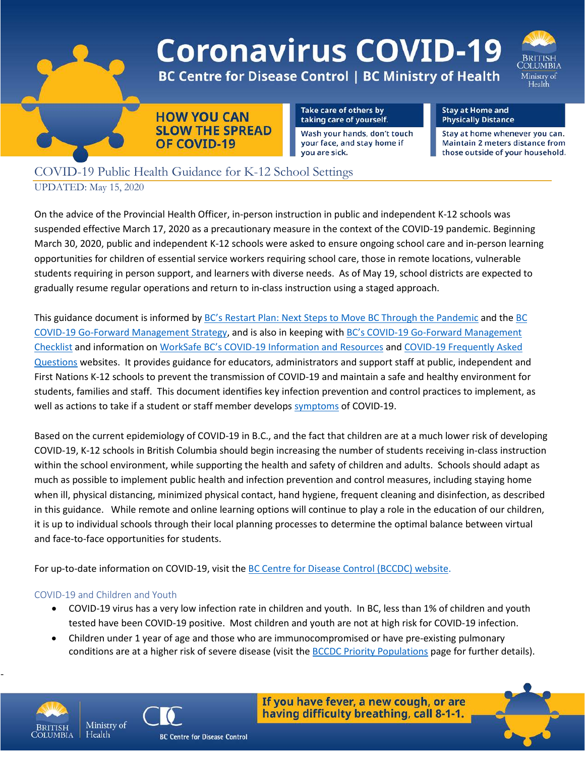# Coronavirus COVID-19

**BC Centre for Disease Control | BC Ministry of Health**

**HOW YOU CAN SLOW THE SPREAD OF COVID-19**

**Take care of others by taking care of yourself.**
Wash your hands, don't touch your face, and stay home if you are sick.

**Stay at Home and Physically Distance**
Stay at home whenever you can. Maintain 2 meters distance from those outside of your household.

## COVID-19 Public Health Guidance for K-12 School Settings

UPDATED: May 15, 2020

On the advice of the Provincial Health Officer, in-person instruction in public and independent K-12 schools was suspended effective March 17, 2020 as a precautionary measure in the context of the COVID-19 pandemic. Beginning March 30, 2020, public and independent K-12 schools were asked to ensure ongoing school care and in-person learning opportunities for children of essential service workers requiring school care, those in remote locations, vulnerable students requiring in person support, and learners with diverse needs. As of May 19, school districts are expected to gradually resume regular operations and return to in-class instruction using a staged approach.

This guidance document is informed by BC's Restart Plan: Next Steps to Move BC Through the Pandemic and the BC COVID-19 Go-Forward Management Strategy, and is also in keeping with BC's COVID-19 Go-Forward Management Checklist and information on WorkSafe BC's COVID-19 Information and Resources and COVID-19 Frequently Asked Questions websites. It provides guidance for educators, administrators and support staff at public, independent and First Nations K-12 schools to prevent the transmission of COVID-19 and maintain a safe and healthy environment for students, families and staff. This document identifies key infection prevention and control practices to implement, as well as actions to take if a student or staff member develops symptoms of COVID-19.

Based on the current epidemiology of COVID-19 in B.C., and the fact that children are at a much lower risk of developing COVID-19, K-12 schools in British Columbia should begin increasing the number of students receiving in-class instruction within the school environment, while supporting the health and safety of children and adults. Schools should adapt as much as possible to implement public health and infection prevention and control measures, including staying home when ill, physical distancing, minimized physical contact, hand hygiene, frequent cleaning and disinfection, as described in this guidance. While remote and online learning options will continue to play a role in the education of our children, it is up to individual schools through their local planning processes to determine the optimal balance between virtual and face-to-face opportunities for students.

For up-to-date information on COVID-19, visit the BC Centre for Disease Control (BCCDC) website.

### COVID-19 and Children and Youth

- COVID-19 virus has a very low infection rate in children and youth. In BC, less than 1% of children and youth tested have been COVID-19 positive. Most children and youth are not at high risk for COVID-19 infection.
- Children under 1 year of age and those who are immunocompromised or have pre-existing pulmonary conditions are at a higher risk of severe disease (visit the BCCDC Priority Populations page for further details).

**If you have fever, a new cough, or are having difficulty breathing, call 8-1-1.**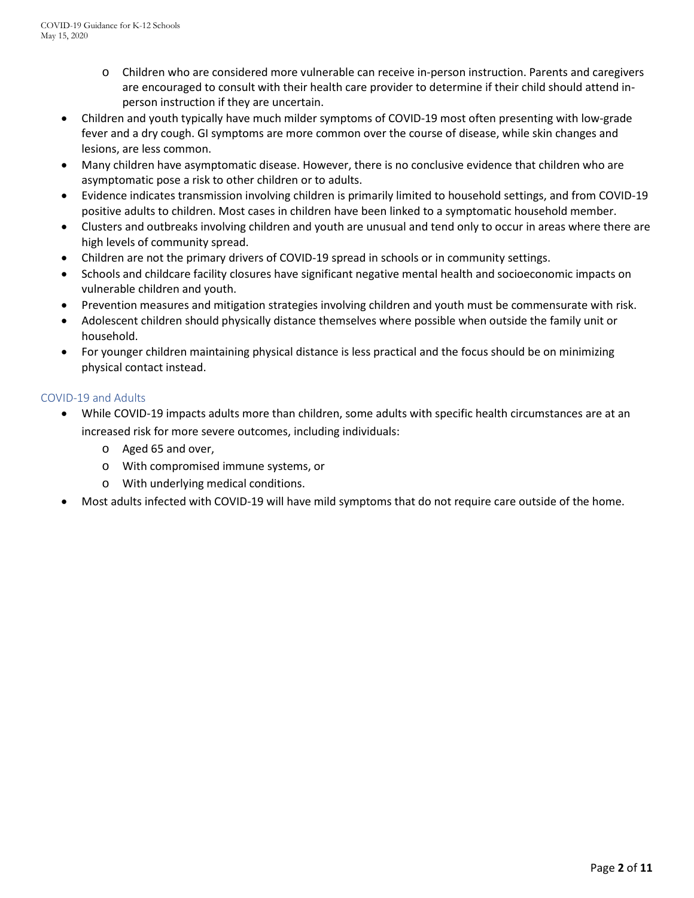- Children who are considered more vulnerable can receive in-person instruction. Parents and caregivers are encouraged to consult with their health care provider to determine if their child should attend in-person instruction if they are uncertain.
- Children and youth typically have much milder symptoms of COVID-19 most often presenting with low-grade fever and a dry cough. GI symptoms are more common over the course of disease, while skin changes and lesions, are less common.
- Many children have asymptomatic disease. However, there is no conclusive evidence that children who are asymptomatic pose a risk to other children or to adults.
- Evidence indicates transmission involving children is primarily limited to household settings, and from COVID-19 positive adults to children. Most cases in children have been linked to a symptomatic household member.
- Clusters and outbreaks involving children and youth are unusual and tend only to occur in areas where there are high levels of community spread.
- Children are not the primary drivers of COVID-19 spread in schools or in community settings.
- Schools and childcare facility closures have significant negative mental health and socioeconomic impacts on vulnerable children and youth.
- Prevention measures and mitigation strategies involving children and youth must be commensurate with risk.
- Adolescent children should physically distance themselves where possible when outside the family unit or household.
- For younger children maintaining physical distance is less practical and the focus should be on minimizing physical contact instead.

## COVID-19 and Adults

- While COVID-19 impacts adults more than children, some adults with specific health circumstances are at an increased risk for more severe outcomes, including individuals:
  - Aged 65 and over,
  - With compromised immune systems, or
  - With underlying medical conditions.
- Most adults infected with COVID-19 will have mild symptoms that do not require care outside of the home.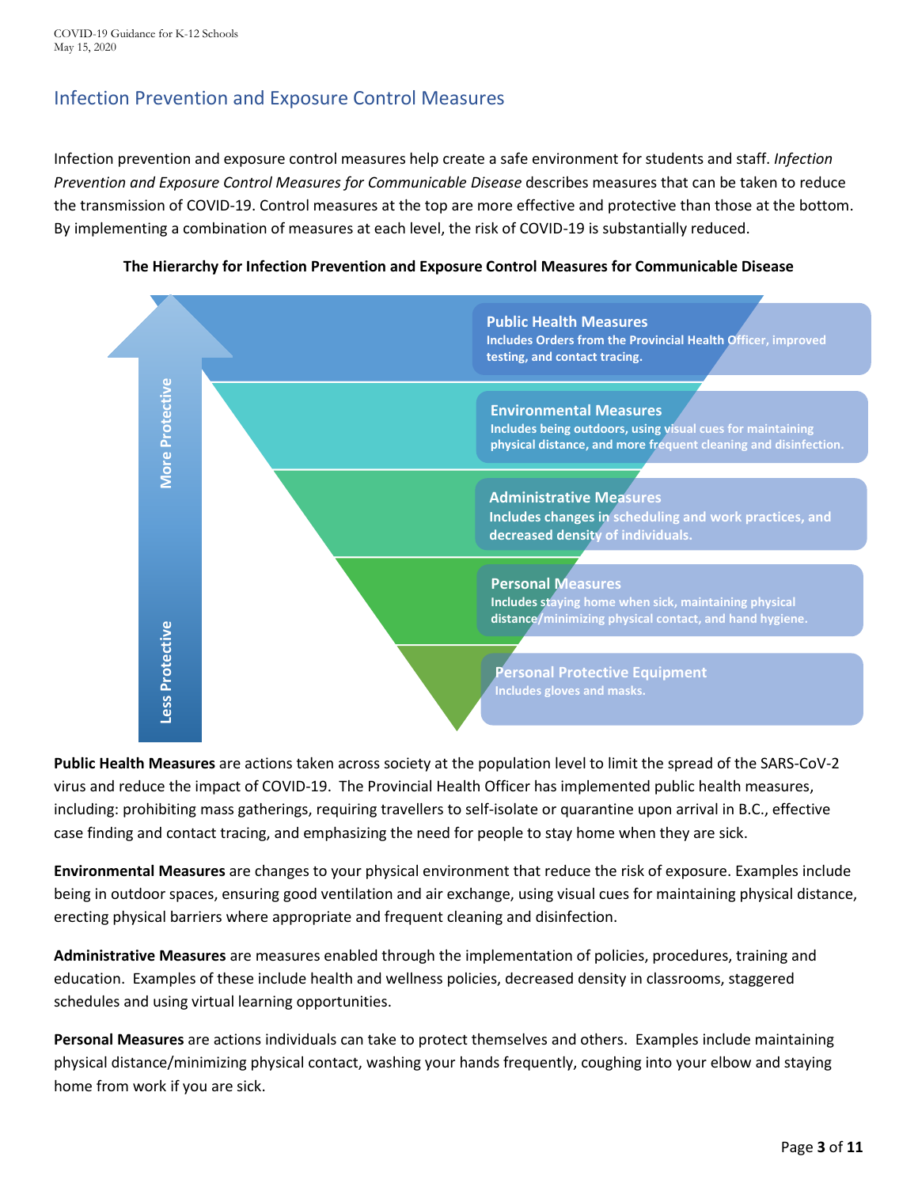## Infection Prevention and Exposure Control Measures

Infection prevention and exposure control measures help create a safe environment for students and staff. *Infection Prevention and Exposure Control Measures for Communicable Disease* describes measures that can be taken to reduce the transmission of COVID-19. Control measures at the top are more effective and protective than those at the bottom. By implementing a combination of measures at each level, the risk of COVID-19 is substantially reduced.

**The Hierarchy for Infection Prevention and Exposure Control Measures for Communicable Disease**

More Protective ↑ / Less Protective

**Public Health Measures**
Includes Orders from the Provincial Health Officer, improved testing, and contact tracing.

**Environmental Measures**
Includes being outdoors, using visual cues for maintaining physical distance, and more frequent cleaning and disinfection.

**Administrative Measures**
Includes changes in scheduling and work practices, and decreased density of individuals.

**Personal Measures**
Includes staying home when sick, maintaining physical distance/minimizing physical contact, and hand hygiene.

**Personal Protective Equipment**
Includes gloves and masks.

**Public Health Measures** are actions taken across society at the population level to limit the spread of the SARS-CoV-2 virus and reduce the impact of COVID-19. The Provincial Health Officer has implemented public health measures, including: prohibiting mass gatherings, requiring travellers to self-isolate or quarantine upon arrival in B.C., effective case finding and contact tracing, and emphasizing the need for people to stay home when they are sick.

**Environmental Measures** are changes to your physical environment that reduce the risk of exposure. Examples include being in outdoor spaces, ensuring good ventilation and air exchange, using visual cues for maintaining physical distance, erecting physical barriers where appropriate and frequent cleaning and disinfection.

**Administrative Measures** are measures enabled through the implementation of policies, procedures, training and education. Examples of these include health and wellness policies, decreased density in classrooms, staggered schedules and using virtual learning opportunities.

**Personal Measures** are actions individuals can take to protect themselves and others. Examples include maintaining physical distance/minimizing physical contact, washing your hands frequently, coughing into your elbow and staying home from work if you are sick.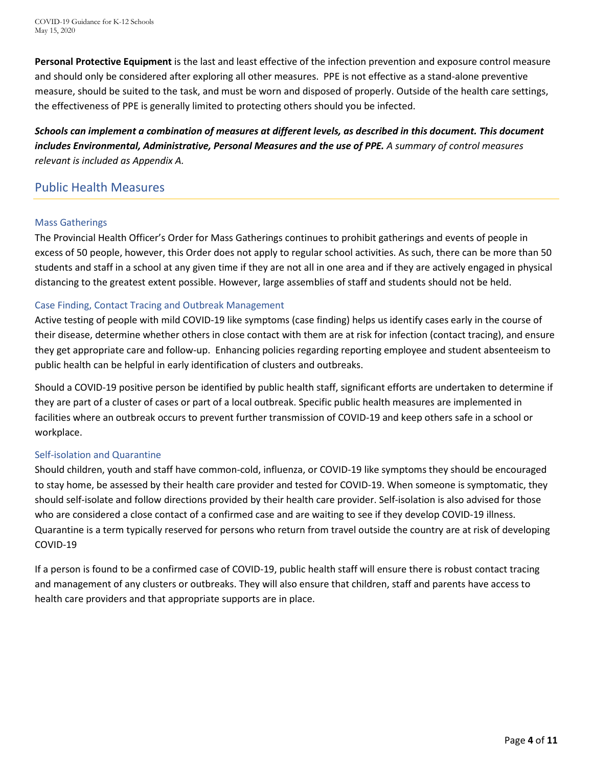**Personal Protective Equipment** is the last and least effective of the infection prevention and exposure control measure and should only be considered after exploring all other measures. PPE is not effective as a stand-alone preventive measure, should be suited to the task, and must be worn and disposed of properly. Outside of the health care settings, the effectiveness of PPE is generally limited to protecting others should you be infected.

***Schools can implement a combination of measures at different levels, as described in this document. This document includes Environmental, Administrative, Personal Measures and the use of PPE.*** *A summary of control measures relevant is included as Appendix A.*

## Public Health Measures

### Mass Gatherings

The Provincial Health Officer's Order for Mass Gatherings continues to prohibit gatherings and events of people in excess of 50 people, however, this Order does not apply to regular school activities. As such, there can be more than 50 students and staff in a school at any given time if they are not all in one area and if they are actively engaged in physical distancing to the greatest extent possible. However, large assemblies of staff and students should not be held.

### Case Finding, Contact Tracing and Outbreak Management

Active testing of people with mild COVID-19 like symptoms (case finding) helps us identify cases early in the course of their disease, determine whether others in close contact with them are at risk for infection (contact tracing), and ensure they get appropriate care and follow-up. Enhancing policies regarding reporting employee and student absenteeism to public health can be helpful in early identification of clusters and outbreaks.

Should a COVID-19 positive person be identified by public health staff, significant efforts are undertaken to determine if they are part of a cluster of cases or part of a local outbreak. Specific public health measures are implemented in facilities where an outbreak occurs to prevent further transmission of COVID-19 and keep others safe in a school or workplace.

### Self-isolation and Quarantine

Should children, youth and staff have common-cold, influenza, or COVID-19 like symptoms they should be encouraged to stay home, be assessed by their health care provider and tested for COVID-19. When someone is symptomatic, they should self-isolate and follow directions provided by their health care provider. Self-isolation is also advised for those who are considered a close contact of a confirmed case and are waiting to see if they develop COVID-19 illness. Quarantine is a term typically reserved for persons who return from travel outside the country are at risk of developing COVID-19

If a person is found to be a confirmed case of COVID-19, public health staff will ensure there is robust contact tracing and management of any clusters or outbreaks. They will also ensure that children, staff and parents have access to health care providers and that appropriate supports are in place.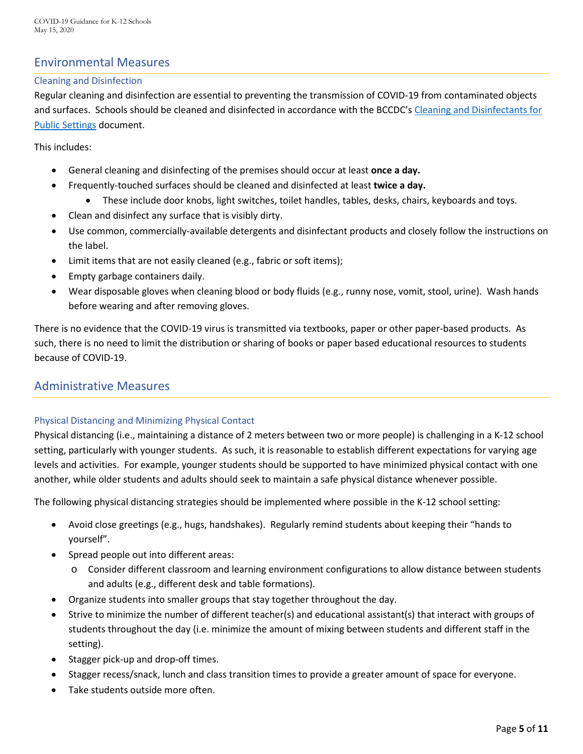## Environmental Measures

### Cleaning and Disinfection

Regular cleaning and disinfection are essential to preventing the transmission of COVID-19 from contaminated objects and surfaces. Schools should be cleaned and disinfected in accordance with the BCCDC's Cleaning and Disinfectants for Public Settings document.

This includes:

- General cleaning and disinfecting of the premises should occur at least **once a day.**
- Frequently-touched surfaces should be cleaned and disinfected at least **twice a day.**
  - These include door knobs, light switches, toilet handles, tables, desks, chairs, keyboards and toys.
- Clean and disinfect any surface that is visibly dirty.
- Use common, commercially-available detergents and disinfectant products and closely follow the instructions on the label.
- Limit items that are not easily cleaned (e.g., fabric or soft items);
- Empty garbage containers daily.
- Wear disposable gloves when cleaning blood or body fluids (e.g., runny nose, vomit, stool, urine). Wash hands before wearing and after removing gloves.

There is no evidence that the COVID-19 virus is transmitted via textbooks, paper or other paper-based products. As such, there is no need to limit the distribution or sharing of books or paper based educational resources to students because of COVID-19.

## Administrative Measures

### Physical Distancing and Minimizing Physical Contact

Physical distancing (i.e., maintaining a distance of 2 meters between two or more people) is challenging in a K-12 school setting, particularly with younger students. As such, it is reasonable to establish different expectations for varying age levels and activities. For example, younger students should be supported to have minimized physical contact with one another, while older students and adults should seek to maintain a safe physical distance whenever possible.

The following physical distancing strategies should be implemented where possible in the K-12 school setting:

- Avoid close greetings (e.g., hugs, handshakes). Regularly remind students about keeping their "hands to yourself".
- Spread people out into different areas:
  - Consider different classroom and learning environment configurations to allow distance between students and adults (e.g., different desk and table formations).
- Organize students into smaller groups that stay together throughout the day.
- Strive to minimize the number of different teacher(s) and educational assistant(s) that interact with groups of students throughout the day (i.e. minimize the amount of mixing between students and different staff in the setting).
- Stagger pick-up and drop-off times.
- Stagger recess/snack, lunch and class transition times to provide a greater amount of space for everyone.
- Take students outside more often.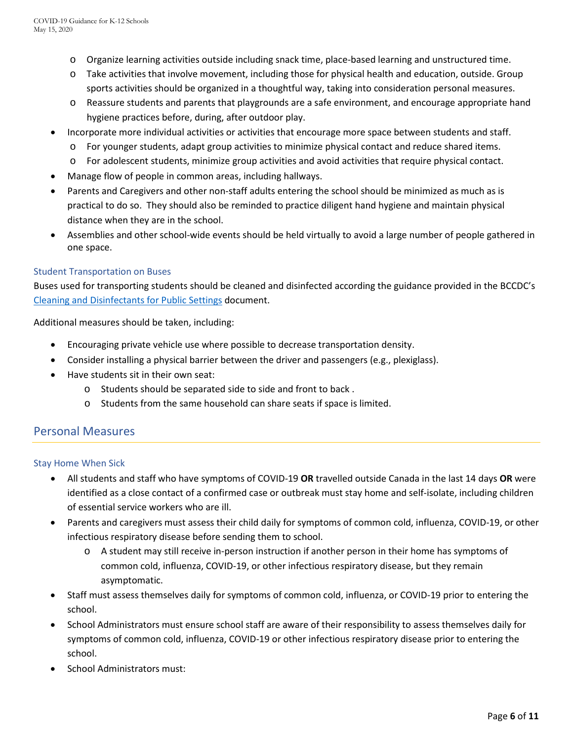- Organize learning activities outside including snack time, place-based learning and unstructured time.
  - Take activities that involve movement, including those for physical health and education, outside. Group sports activities should be organized in a thoughtful way, taking into consideration personal measures.
  - Reassure students and parents that playgrounds are a safe environment, and encourage appropriate hand hygiene practices before, during, after outdoor play.
- Incorporate more individual activities or activities that encourage more space between students and staff.
  - For younger students, adapt group activities to minimize physical contact and reduce shared items.
  - For adolescent students, minimize group activities and avoid activities that require physical contact.
- Manage flow of people in common areas, including hallways.
- Parents and Caregivers and other non-staff adults entering the school should be minimized as much as is practical to do so. They should also be reminded to practice diligent hand hygiene and maintain physical distance when they are in the school.
- Assemblies and other school-wide events should be held virtually to avoid a large number of people gathered in one space.

### Student Transportation on Buses

Buses used for transporting students should be cleaned and disinfected according the guidance provided in the BCCDC's [Cleaning and Disinfectants for Public Settings] document.

Additional measures should be taken, including:

- Encouraging private vehicle use where possible to decrease transportation density.
- Consider installing a physical barrier between the driver and passengers (e.g., plexiglass).
- Have students sit in their own seat:
  - Students should be separated side to side and front to back .
  - Students from the same household can share seats if space is limited.

## Personal Measures

### Stay Home When Sick

- All students and staff who have symptoms of COVID-19 **OR** travelled outside Canada in the last 14 days **OR** were identified as a close contact of a confirmed case or outbreak must stay home and self-isolate, including children of essential service workers who are ill.
- Parents and caregivers must assess their child daily for symptoms of common cold, influenza, COVID-19, or other infectious respiratory disease before sending them to school.
  - A student may still receive in-person instruction if another person in their home has symptoms of common cold, influenza, COVID-19, or other infectious respiratory disease, but they remain asymptomatic.
- Staff must assess themselves daily for symptoms of common cold, influenza, or COVID-19 prior to entering the school.
- School Administrators must ensure school staff are aware of their responsibility to assess themselves daily for symptoms of common cold, influenza, COVID-19 or other infectious respiratory disease prior to entering the school.
- School Administrators must: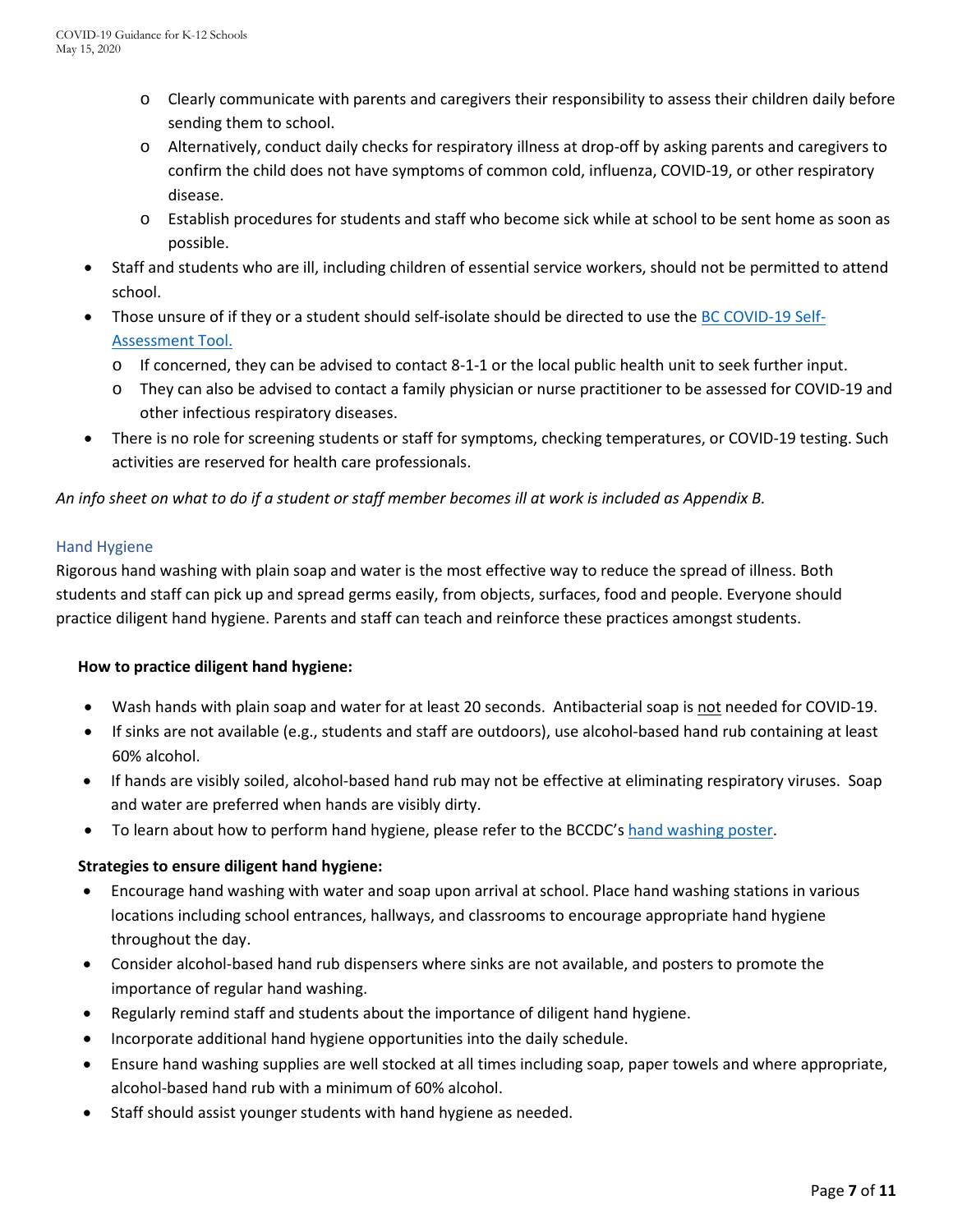- Clearly communicate with parents and caregivers their responsibility to assess their children daily before sending them to school.
    - Alternatively, conduct daily checks for respiratory illness at drop-off by asking parents and caregivers to confirm the child does not have symptoms of common cold, influenza, COVID-19, or other respiratory disease.
    - Establish procedures for students and staff who become sick while at school to be sent home as soon as possible.
- Staff and students who are ill, including children of essential service workers, should not be permitted to attend school.
- Those unsure of if they or a student should self-isolate should be directed to use the [BC COVID-19 Self-Assessment Tool.](#)
    - If concerned, they can be advised to contact 8-1-1 or the local public health unit to seek further input.
    - They can also be advised to contact a family physician or nurse practitioner to be assessed for COVID-19 and other infectious respiratory diseases.
- There is no role for screening students or staff for symptoms, checking temperatures, or COVID-19 testing. Such activities are reserved for health care professionals.

*An info sheet on what to do if a student or staff member becomes ill at work is included as Appendix B.*

## Hand Hygiene

Rigorous hand washing with plain soap and water is the most effective way to reduce the spread of illness. Both students and staff can pick up and spread germs easily, from objects, surfaces, food and people. Everyone should practice diligent hand hygiene. Parents and staff can teach and reinforce these practices amongst students.

**How to practice diligent hand hygiene:**

- Wash hands with plain soap and water for at least 20 seconds. Antibacterial soap is <u>not</u> needed for COVID-19.
- If sinks are not available (e.g., students and staff are outdoors), use alcohol-based hand rub containing at least 60% alcohol.
- If hands are visibly soiled, alcohol-based hand rub may not be effective at eliminating respiratory viruses. Soap and water are preferred when hands are visibly dirty.
- To learn about how to perform hand hygiene, please refer to the BCCDC's [hand washing poster](#).

**Strategies to ensure diligent hand hygiene:**

- Encourage hand washing with water and soap upon arrival at school. Place hand washing stations in various locations including school entrances, hallways, and classrooms to encourage appropriate hand hygiene throughout the day.
- Consider alcohol-based hand rub dispensers where sinks are not available, and posters to promote the importance of regular hand washing.
- Regularly remind staff and students about the importance of diligent hand hygiene.
- Incorporate additional hand hygiene opportunities into the daily schedule.
- Ensure hand washing supplies are well stocked at all times including soap, paper towels and where appropriate, alcohol-based hand rub with a minimum of 60% alcohol.
- Staff should assist younger students with hand hygiene as needed.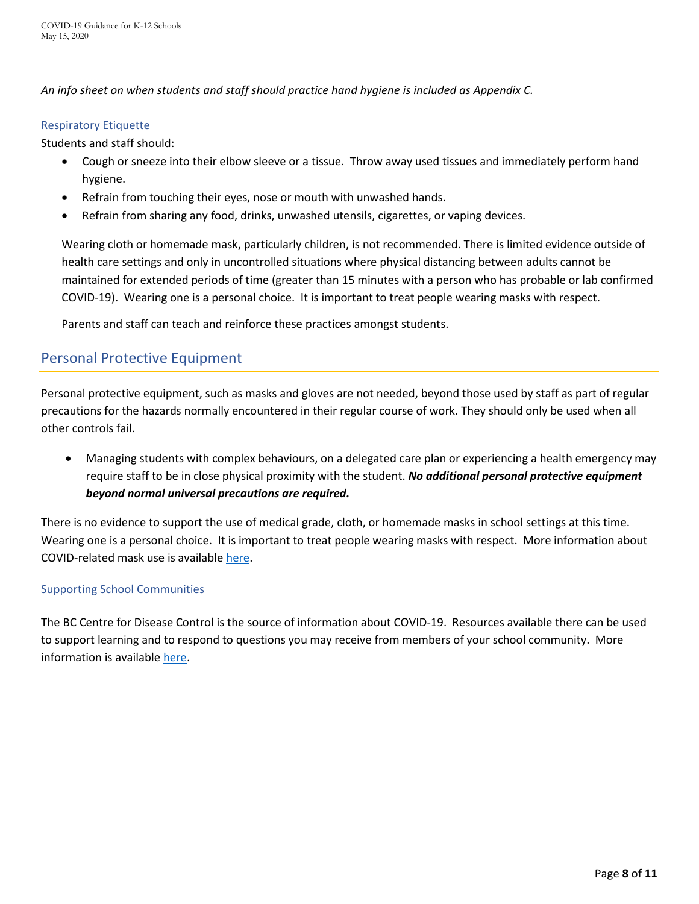*An info sheet on when students and staff should practice hand hygiene is included as Appendix C.*

### Respiratory Etiquette

Students and staff should:

- Cough or sneeze into their elbow sleeve or a tissue. Throw away used tissues and immediately perform hand hygiene.
- Refrain from touching their eyes, nose or mouth with unwashed hands.
- Refrain from sharing any food, drinks, unwashed utensils, cigarettes, or vaping devices.

Wearing cloth or homemade mask, particularly children, is not recommended. There is limited evidence outside of health care settings and only in uncontrolled situations where physical distancing between adults cannot be maintained for extended periods of time (greater than 15 minutes with a person who has probable or lab confirmed COVID-19). Wearing one is a personal choice. It is important to treat people wearing masks with respect.

Parents and staff can teach and reinforce these practices amongst students.

## Personal Protective Equipment

Personal protective equipment, such as masks and gloves are not needed, beyond those used by staff as part of regular precautions for the hazards normally encountered in their regular course of work. They should only be used when all other controls fail.

- Managing students with complex behaviours, on a delegated care plan or experiencing a health emergency may require staff to be in close physical proximity with the student. ***No additional personal protective equipment beyond normal universal precautions are required.***

There is no evidence to support the use of medical grade, cloth, or homemade masks in school settings at this time. Wearing one is a personal choice. It is important to treat people wearing masks with respect. More information about COVID-related mask use is available here.

### Supporting School Communities

The BC Centre for Disease Control is the source of information about COVID-19. Resources available there can be used to support learning and to respond to questions you may receive from members of your school community. More information is available here.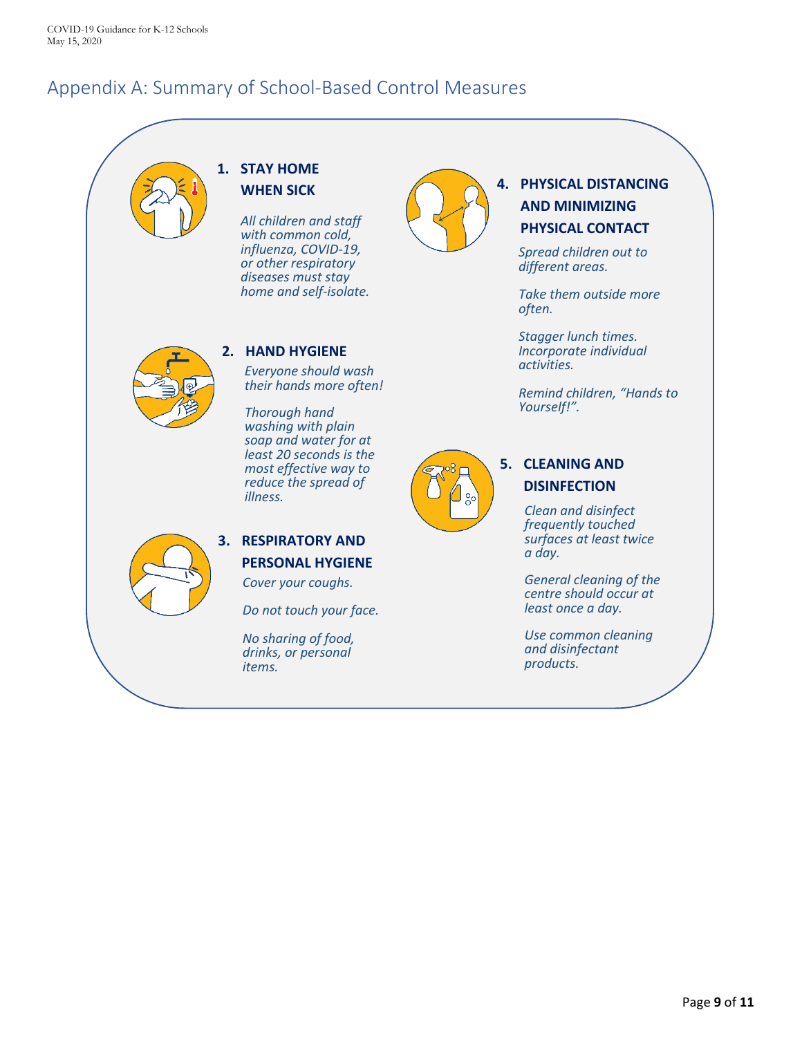## Appendix A: Summary of School-Based Control Measures

### 1. STAY HOME WHEN SICK

*All children and staff with common cold, influenza, COVID-19, or other respiratory diseases must stay home and self-isolate.*

### 2. HAND HYGIENE

*Everyone should wash their hands more often!*

*Thorough hand washing with plain soap and water for at least 20 seconds is the most effective way to reduce the spread of illness.*

### 3. RESPIRATORY AND PERSONAL HYGIENE

*Cover your coughs.*

*Do not touch your face.*

*No sharing of food, drinks, or personal items.*

### 4. PHYSICAL DISTANCING AND MINIMIZING PHYSICAL CONTACT

*Spread children out to different areas.*

*Take them outside more often.*

*Stagger lunch times. Incorporate individual activities.*

*Remind children, "Hands to Yourself!".*

### 5. CLEANING AND DISINFECTION

*Clean and disinfect frequently touched surfaces at least twice a day.*

*General cleaning of the centre should occur at least once a day.*

*Use common cleaning and disinfectant products.*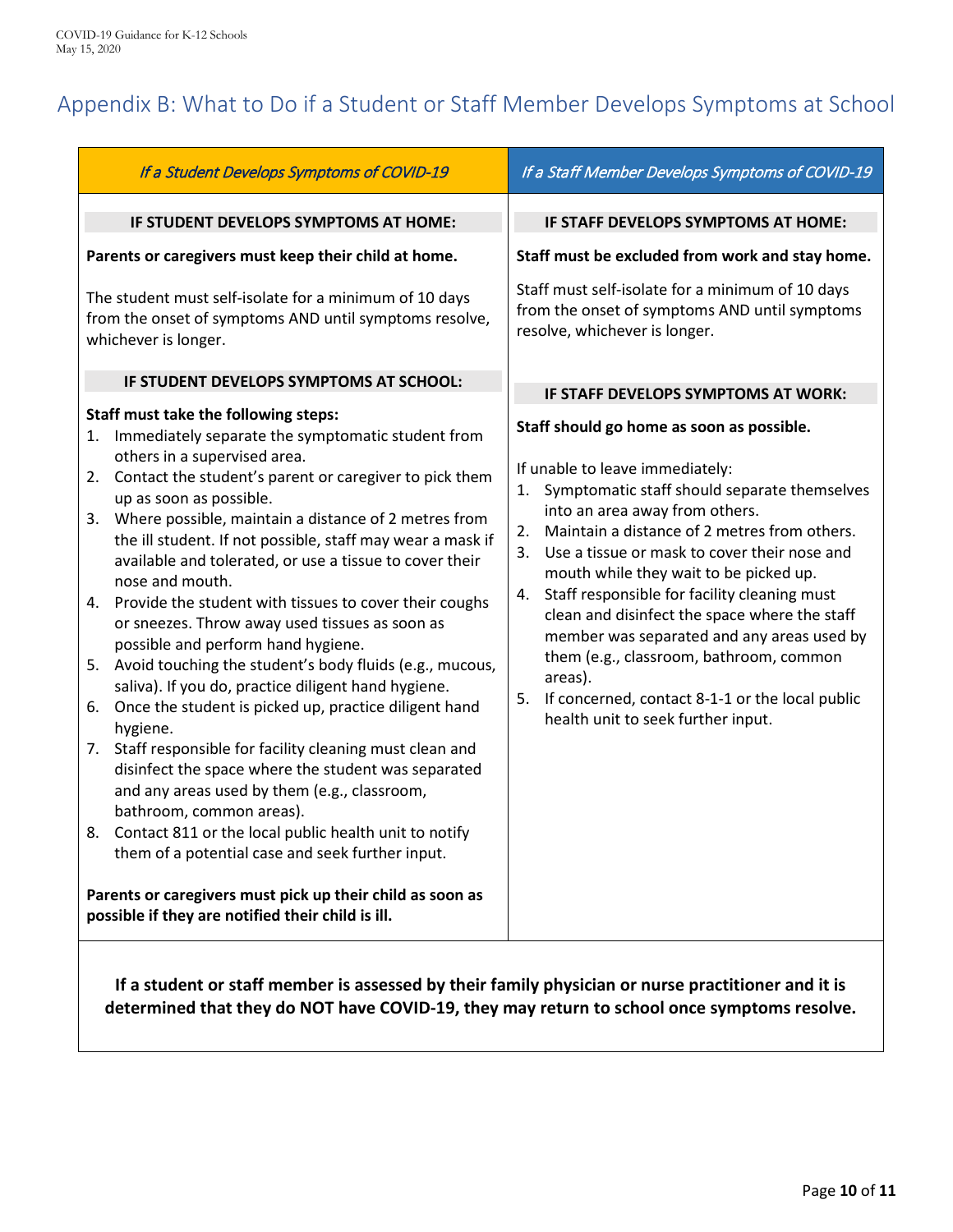## Appendix B: What to Do if a Student or Staff Member Develops Symptoms at School

### *If a Student Develops Symptoms of COVID-19*

**IF STUDENT DEVELOPS SYMPTOMS AT HOME:**

**Parents or caregivers must keep their child at home.**

The student must self-isolate for a minimum of 10 days from the onset of symptoms AND until symptoms resolve, whichever is longer.

**IF STUDENT DEVELOPS SYMPTOMS AT SCHOOL:**

**Staff must take the following steps:**

1. Immediately separate the symptomatic student from others in a supervised area.
2. Contact the student's parent or caregiver to pick them up as soon as possible.
3. Where possible, maintain a distance of 2 metres from the ill student. If not possible, staff may wear a mask if available and tolerated, or use a tissue to cover their nose and mouth.
4. Provide the student with tissues to cover their coughs or sneezes. Throw away used tissues as soon as possible and perform hand hygiene.
5. Avoid touching the student's body fluids (e.g., mucous, saliva). If you do, practice diligent hand hygiene.
6. Once the student is picked up, practice diligent hand hygiene.
7. Staff responsible for facility cleaning must clean and disinfect the space where the student was separated and any areas used by them (e.g., classroom, bathroom, common areas).
8. Contact 811 or the local public health unit to notify them of a potential case and seek further input.

**Parents or caregivers must pick up their child as soon as possible if they are notified their child is ill.**

### *If a Staff Member Develops Symptoms of COVID-19*

**IF STAFF DEVELOPS SYMPTOMS AT HOME:**

**Staff must be excluded from work and stay home.**

Staff must self-isolate for a minimum of 10 days from the onset of symptoms AND until symptoms resolve, whichever is longer.

**IF STAFF DEVELOPS SYMPTOMS AT WORK:**

**Staff should go home as soon as possible.**

If unable to leave immediately:

1. Symptomatic staff should separate themselves into an area away from others.
2. Maintain a distance of 2 metres from others.
3. Use a tissue or mask to cover their nose and mouth while they wait to be picked up.
4. Staff responsible for facility cleaning must clean and disinfect the space where the staff member was separated and any areas used by them (e.g., classroom, bathroom, common areas).
5. If concerned, contact 8-1-1 or the local public health unit to seek further input.

**If a student or staff member is assessed by their family physician or nurse practitioner and it is determined that they do NOT have COVID-19, they may return to school once symptoms resolve.**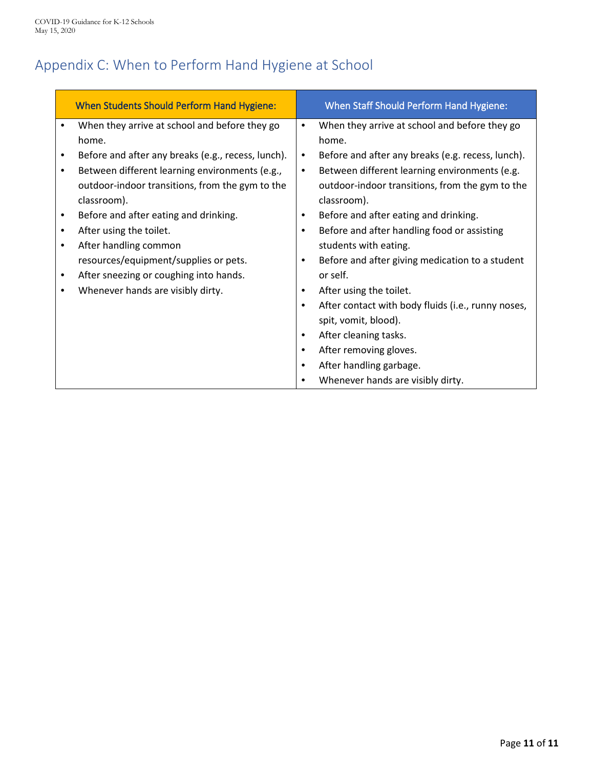## Appendix C: When to Perform Hand Hygiene at School

| When Students Should Perform Hand Hygiene: | When Staff Should Perform Hand Hygiene: |
|---|---|
| • When they arrive at school and before they go home.<br>• Before and after any breaks (e.g., recess, lunch).<br>• Between different learning environments (e.g., outdoor-indoor transitions, from the gym to the classroom).<br>• Before and after eating and drinking.<br>• After using the toilet.<br>• After handling common resources/equipment/supplies or pets.<br>• After sneezing or coughing into hands.<br>• Whenever hands are visibly dirty. | • When they arrive at school and before they go home.<br>• Before and after any breaks (e.g. recess, lunch).<br>• Between different learning environments (e.g. outdoor-indoor transitions, from the gym to the classroom).<br>• Before and after eating and drinking.<br>• Before and after handling food or assisting students with eating.<br>• Before and after giving medication to a student or self.<br>• After using the toilet.<br>• After contact with body fluids (i.e., runny noses, spit, vomit, blood).<br>• After cleaning tasks.<br>• After removing gloves.<br>• After handling garbage.<br>• Whenever hands are visibly dirty. |